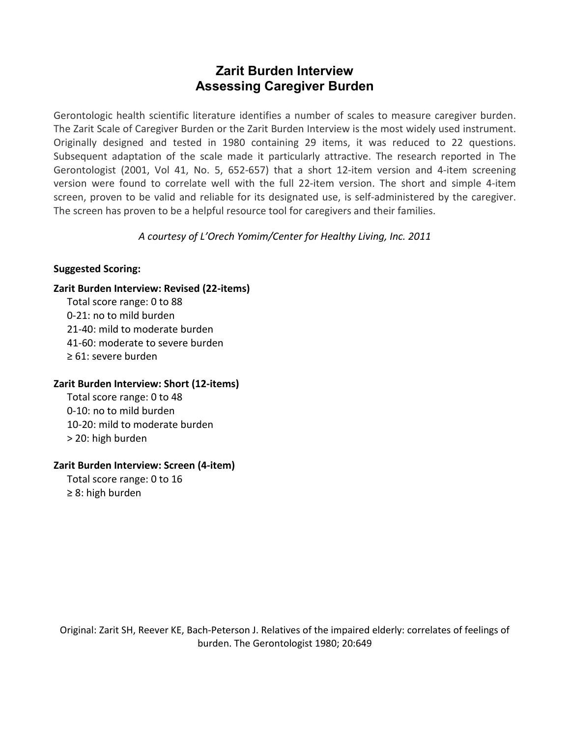# Zarit Burden Interview
# Assessing Caregiver Burden

Gerontologic health scientific literature identifies a number of scales to measure caregiver burden. The Zarit Scale of Caregiver Burden or the Zarit Burden Interview is the most widely used instrument. Originally designed and tested in 1980 containing 29 items, it was reduced to 22 questions. Subsequent adaptation of the scale made it particularly attractive. The research reported in The Gerontologist (2001, Vol 41, No. 5, 652-657) that a short 12-item version and 4-item screening version were found to correlate well with the full 22-item version. The short and simple 4-item screen, proven to be valid and reliable for its designated use, is self-administered by the caregiver. The screen has proven to be a helpful resource tool for caregivers and their families.

*A courtesy of L'Orech Yomim/Center for Healthy Living, Inc. 2011*

**Suggested Scoring:**

**Zarit Burden Interview: Revised (22-items)**

- Total score range: 0 to 88
- 0-21: no to mild burden
- 21-40: mild to moderate burden
- 41-60: moderate to severe burden
- ≥ 61: severe burden

**Zarit Burden Interview: Short (12-items)**

- Total score range: 0 to 48
- 0-10: no to mild burden
- 10-20: mild to moderate burden
- > 20: high burden

**Zarit Burden Interview: Screen (4-item)**

- Total score range: 0 to 16
- ≥ 8: high burden

Original: Zarit SH, Reever KE, Bach-Peterson J. Relatives of the impaired elderly: correlates of feelings of burden. The Gerontologist 1980; 20:649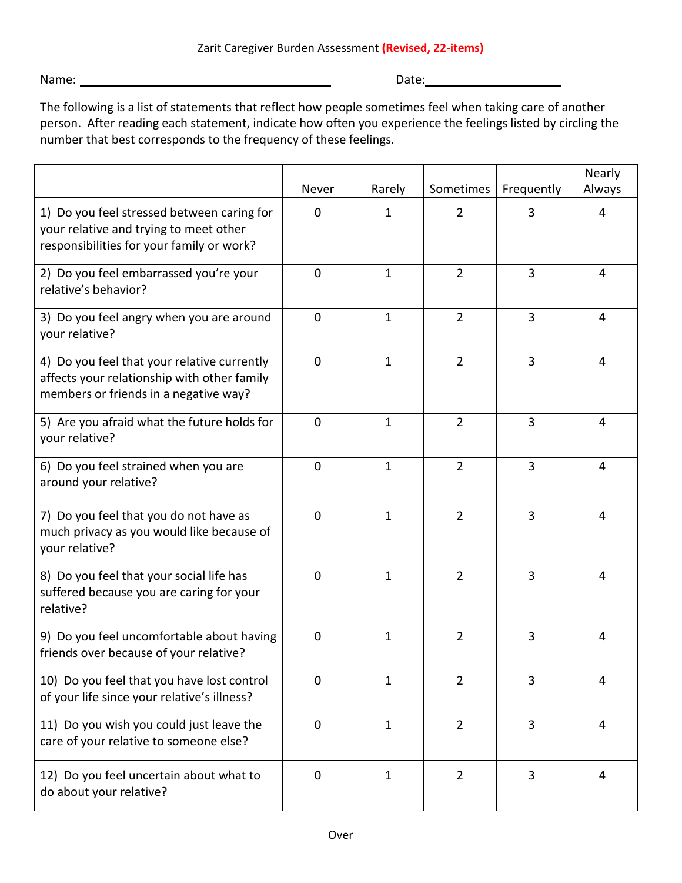Zarit Caregiver Burden Assessment **(Revised, 22-items)**

Name: ______________________________ Date: ____________________

The following is a list of statements that reflect how people sometimes feel when taking care of another person. After reading each statement, indicate how often you experience the feelings listed by circling the number that best corresponds to the frequency of these feelings.

| | Never | Rarely | Sometimes | Frequently | Nearly Always |
|---|---|---|---|---|---|
| 1) Do you feel stressed between caring for your relative and trying to meet other responsibilities for your family or work? | 0 | 1 | 2 | 3 | 4 |
| 2) Do you feel embarrassed you're your relative's behavior? | 0 | 1 | 2 | 3 | 4 |
| 3) Do you feel angry when you are around your relative? | 0 | 1 | 2 | 3 | 4 |
| 4) Do you feel that your relative currently affects your relationship with other family members or friends in a negative way? | 0 | 1 | 2 | 3 | 4 |
| 5) Are you afraid what the future holds for your relative? | 0 | 1 | 2 | 3 | 4 |
| 6) Do you feel strained when you are around your relative? | 0 | 1 | 2 | 3 | 4 |
| 7) Do you feel that you do not have as much privacy as you would like because of your relative? | 0 | 1 | 2 | 3 | 4 |
| 8) Do you feel that your social life has suffered because you are caring for your relative? | 0 | 1 | 2 | 3 | 4 |
| 9) Do you feel uncomfortable about having friends over because of your relative? | 0 | 1 | 2 | 3 | 4 |
| 10) Do you feel that you have lost control of your life since your relative's illness? | 0 | 1 | 2 | 3 | 4 |
| 11) Do you wish you could just leave the care of your relative to someone else? | 0 | 1 | 2 | 3 | 4 |
| 12) Do you feel uncertain about what to do about your relative? | 0 | 1 | 2 | 3 | 4 |

Over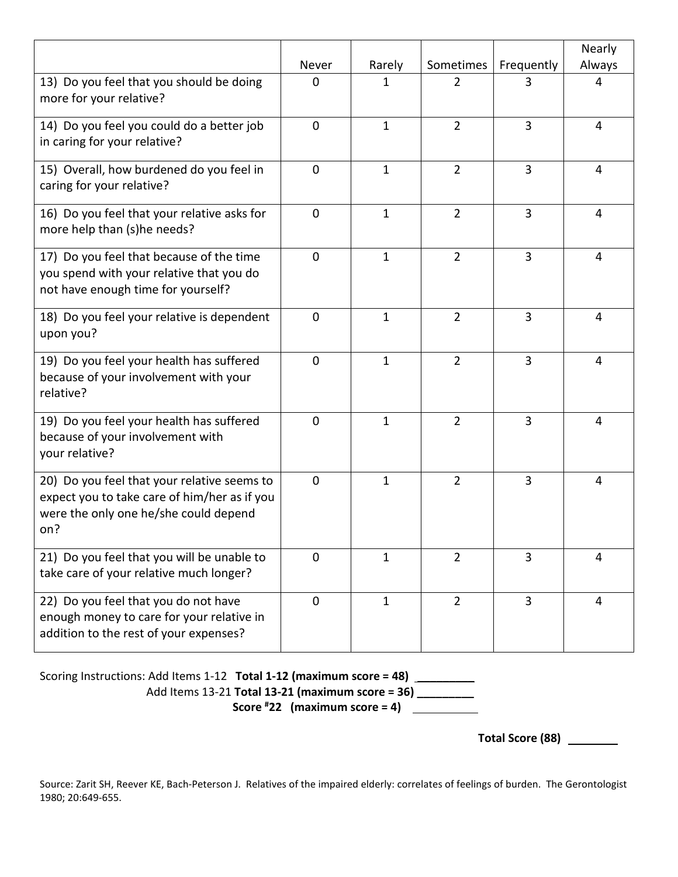| | Never | Rarely | Sometimes | Frequently | Nearly Always |
|---|---|---|---|---|---|
| 13) Do you feel that you should be doing more for your relative? | 0 | 1 | 2 | 3 | 4 |
| 14) Do you feel you could do a better job in caring for your relative? | 0 | 1 | 2 | 3 | 4 |
| 15) Overall, how burdened do you feel in caring for your relative? | 0 | 1 | 2 | 3 | 4 |
| 16) Do you feel that your relative asks for more help than (s)he needs? | 0 | 1 | 2 | 3 | 4 |
| 17) Do you feel that because of the time you spend with your relative that you do not have enough time for yourself? | 0 | 1 | 2 | 3 | 4 |
| 18) Do you feel your relative is dependent upon you? | 0 | 1 | 2 | 3 | 4 |
| 19) Do you feel your health has suffered because of your involvement with your relative? | 0 | 1 | 2 | 3 | 4 |
| 19) Do you feel your health has suffered because of your involvement with your relative? | 0 | 1 | 2 | 3 | 4 |
| 20) Do you feel that your relative seems to expect you to take care of him/her as if you were the only one he/she could depend on? | 0 | 1 | 2 | 3 | 4 |
| 21) Do you feel that you will be unable to take care of your relative much longer? | 0 | 1 | 2 | 3 | 4 |
| 22) Do you feel that you do not have enough money to care for your relative in addition to the rest of your expenses? | 0 | 1 | 2 | 3 | 4 |

Scoring Instructions: Add Items 1-12 **Total 1-12 (maximum score = 48)** __________

Add Items 13-21 **Total 13-21 (maximum score = 36)** __________

**Score #22 (maximum score = 4)** __________

**Total Score (88)** ________

Source: Zarit SH, Reever KE, Bach-Peterson J. Relatives of the impaired elderly: correlates of feelings of burden. The Gerontologist 1980; 20:649-655.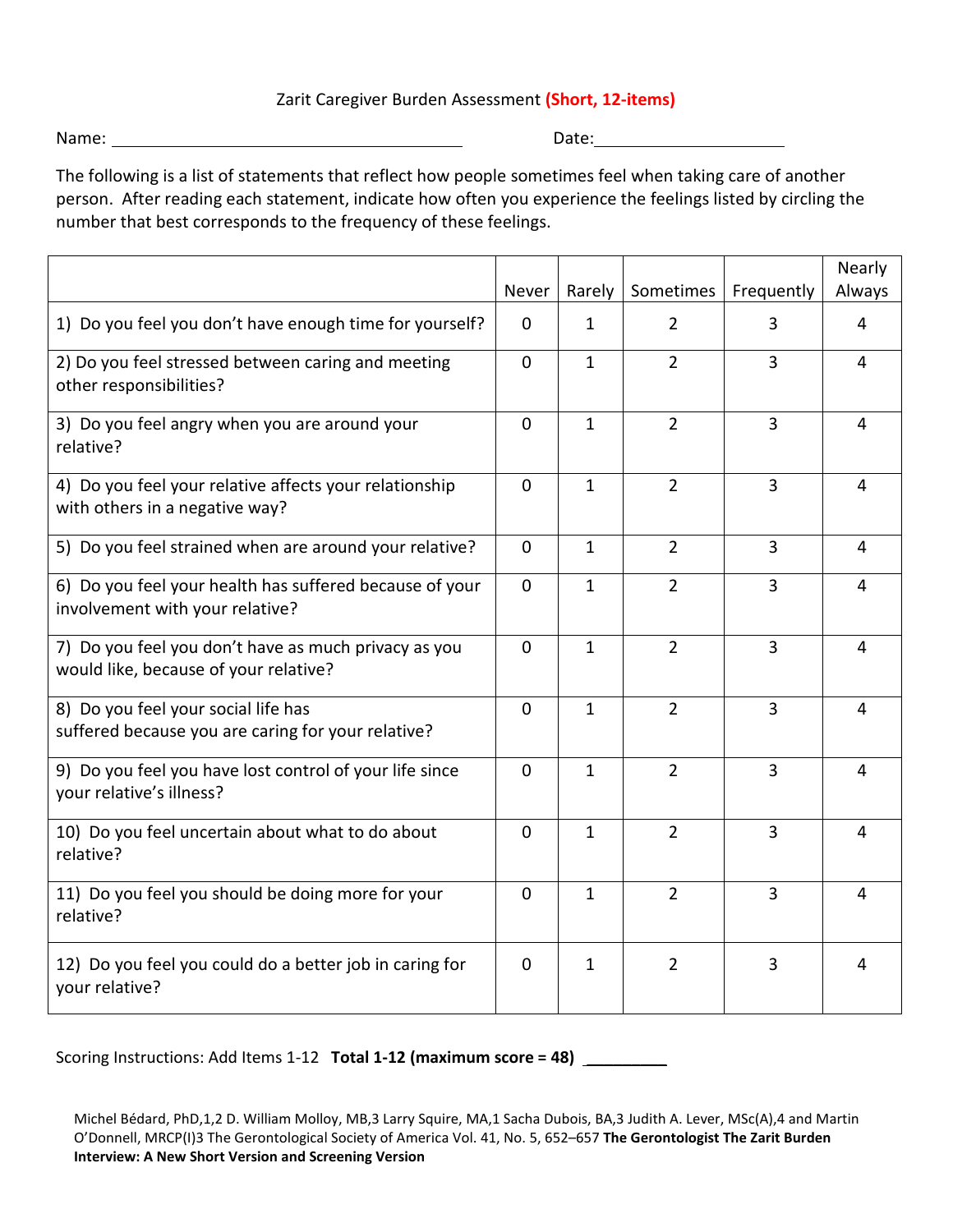# Zarit Caregiver Burden Assessment **(Short, 12-items)**

Name: ________________________________ Date: ____________________

The following is a list of statements that reflect how people sometimes feel when taking care of another person. After reading each statement, indicate how often you experience the feelings listed by circling the number that best corresponds to the frequency of these feelings.

| | Never | Rarely | Sometimes | Frequently | Nearly Always |
|---|---|---|---|---|---|
| 1) Do you feel you don't have enough time for yourself? | 0 | 1 | 2 | 3 | 4 |
| 2) Do you feel stressed between caring and meeting other responsibilities? | 0 | 1 | 2 | 3 | 4 |
| 3) Do you feel angry when you are around your relative? | 0 | 1 | 2 | 3 | 4 |
| 4) Do you feel your relative affects your relationship with others in a negative way? | 0 | 1 | 2 | 3 | 4 |
| 5) Do you feel strained when are around your relative? | 0 | 1 | 2 | 3 | 4 |
| 6) Do you feel your health has suffered because of your involvement with your relative? | 0 | 1 | 2 | 3 | 4 |
| 7) Do you feel you don't have as much privacy as you would like, because of your relative? | 0 | 1 | 2 | 3 | 4 |
| 8) Do you feel your social life has suffered because you are caring for your relative? | 0 | 1 | 2 | 3 | 4 |
| 9) Do you feel you have lost control of your life since your relative's illness? | 0 | 1 | 2 | 3 | 4 |
| 10) Do you feel uncertain about what to do about relative? | 0 | 1 | 2 | 3 | 4 |
| 11) Do you feel you should be doing more for your relative? | 0 | 1 | 2 | 3 | 4 |
| 12) Do you feel you could do a better job in caring for your relative? | 0 | 1 | 2 | 3 | 4 |

Scoring Instructions: Add Items 1-12 **Total 1-12 (maximum score = 48)** _________

Michel Bédard, PhD,1,2 D. William Molloy, MB,3 Larry Squire, MA,1 Sacha Dubois, BA,3 Judith A. Lever, MSc(A),4 and Martin O'Donnell, MRCP(I)3 The Gerontological Society of America Vol. 41, No. 5, 652–657 **The Gerontologist The Zarit Burden Interview: A New Short Version and Screening Version**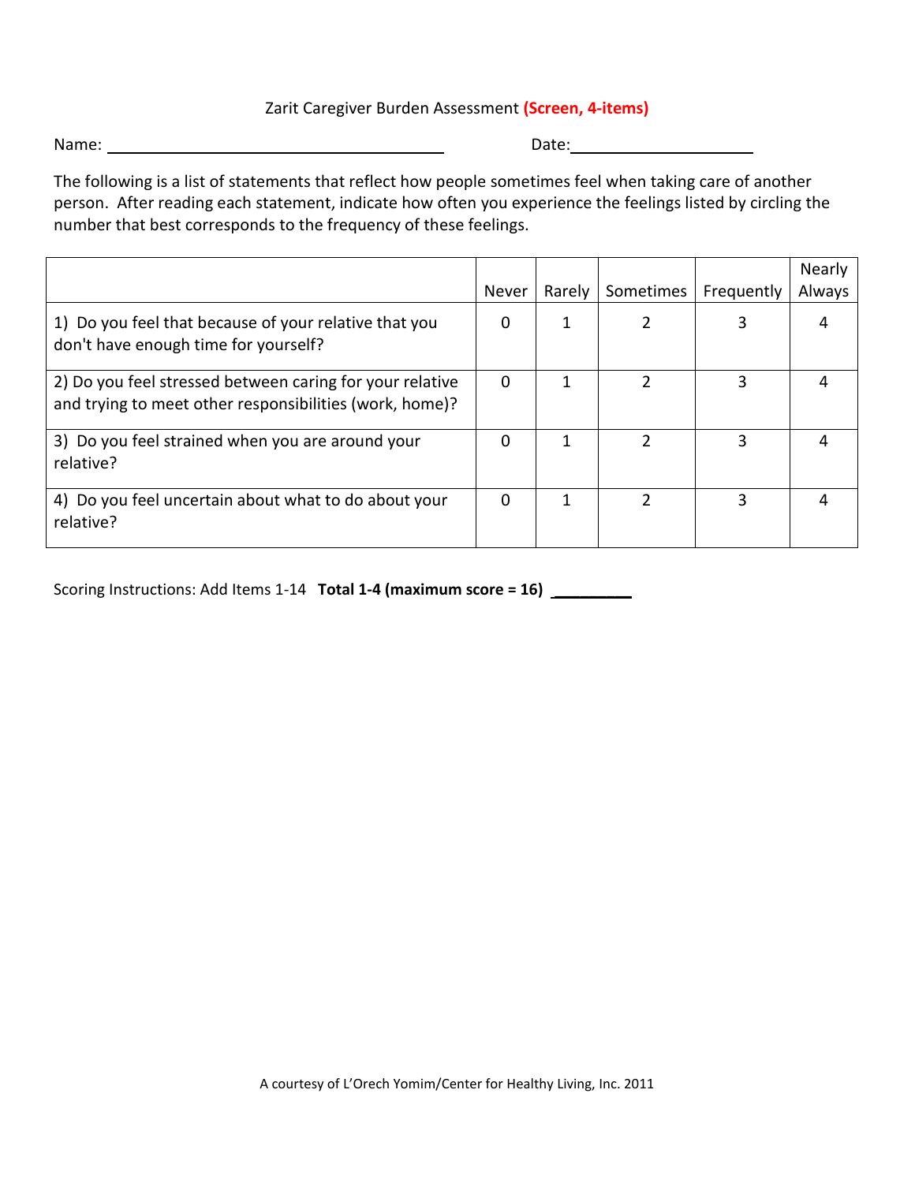Zarit Caregiver Burden Assessment **(Screen, 4-items)**

Name: ________________________________ Date:____________________

The following is a list of statements that reflect how people sometimes feel when taking care of another person. After reading each statement, indicate how often you experience the feelings listed by circling the number that best corresponds to the frequency of these feelings.

| | Never | Rarely | Sometimes | Frequently | Nearly Always |
|---|---|---|---|---|---|
| 1) Do you feel that because of your relative that you don't have enough time for yourself? | 0 | 1 | 2 | 3 | 4 |
| 2) Do you feel stressed between caring for your relative and trying to meet other responsibilities (work, home)? | 0 | 1 | 2 | 3 | 4 |
| 3) Do you feel strained when you are around your relative? | 0 | 1 | 2 | 3 | 4 |
| 4) Do you feel uncertain about what to do about your relative? | 0 | 1 | 2 | 3 | 4 |

Scoring Instructions: Add Items 1-14 **Total 1-4 (maximum score = 16)** _________

A courtesy of L'Orech Yomim/Center for Healthy Living, Inc. 2011